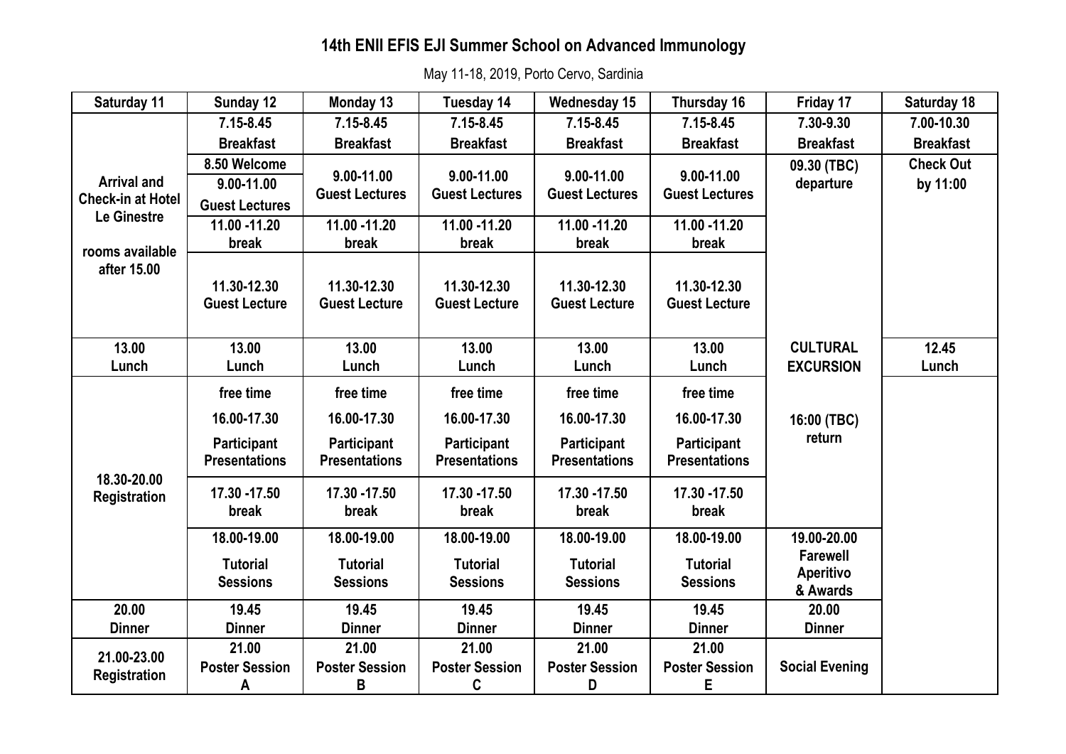# 14th ENII EFIS EJI Summer School on Advanced Immunology

May 11-18, 2019, Porto Cervo, Sardinia

| Saturday 11 | Sunday 12 | Monday 13 | Tuesday 14 | Wednesday 15 | Thursday 16 | Friday 17 | Saturday 18 |
|---|---|---|---|---|---|---|---|
| Arrival and Check-in at Hotel Le Ginestre<br><br>rooms available after 15.00 | 7.15-8.45 Breakfast | 7.15-8.45 Breakfast | 7.15-8.45 Breakfast | 7.15-8.45 Breakfast | 7.15-8.45 Breakfast | 7.30-9.30 Breakfast | 7.00-10.30 Breakfast |
| | 8.50 Welcome<br>9.00-11.00 Guest Lectures | 9.00-11.00 Guest Lectures | 9.00-11.00 Guest Lectures | 9.00-11.00 Guest Lectures | 9.00-11.00 Guest Lectures | 09.30 (TBC) departure | Check Out by 11:00 |
| | 11.00 -11.20 break | 11.00 -11.20 break | 11.00 -11.20 break | 11.00 -11.20 break | 11.00 -11.20 break | | |
| | 11.30-12.30 Guest Lecture | 11.30-12.30 Guest Lecture | 11.30-12.30 Guest Lecture | 11.30-12.30 Guest Lecture | 11.30-12.30 Guest Lecture | | |
| 13.00 Lunch | 13.00 Lunch | 13.00 Lunch | 13.00 Lunch | 13.00 Lunch | 13.00 Lunch | CULTURAL EXCURSION | 12.45 Lunch |
| 18.30-20.00 Registration | free time<br>16.00-17.30<br>Participant Presentations | free time<br>16.00-17.30<br>Participant Presentations | free time<br>16.00-17.30<br>Participant Presentations | free time<br>16.00-17.30<br>Participant Presentations | free time<br>16.00-17.30<br>Participant Presentations | 16:00 (TBC) return | |
| | 17.30 -17.50 break | 17.30 -17.50 break | 17.30 -17.50 break | 17.30 -17.50 break | 17.30 -17.50 break | | |
| | 18.00-19.00 Tutorial Sessions | 18.00-19.00 Tutorial Sessions | 18.00-19.00 Tutorial Sessions | 18.00-19.00 Tutorial Sessions | 18.00-19.00 Tutorial Sessions | 19.00-20.00 Farewell Aperitivo & Awards | |
| 20.00 Dinner | 19.45 Dinner | 19.45 Dinner | 19.45 Dinner | 19.45 Dinner | 19.45 Dinner | 20.00 Dinner | |
| 21.00-23.00 Registration | 21.00 Poster Session A | 21.00 Poster Session B | 21.00 Poster Session C | 21.00 Poster Session D | 21.00 Poster Session E | Social Evening | |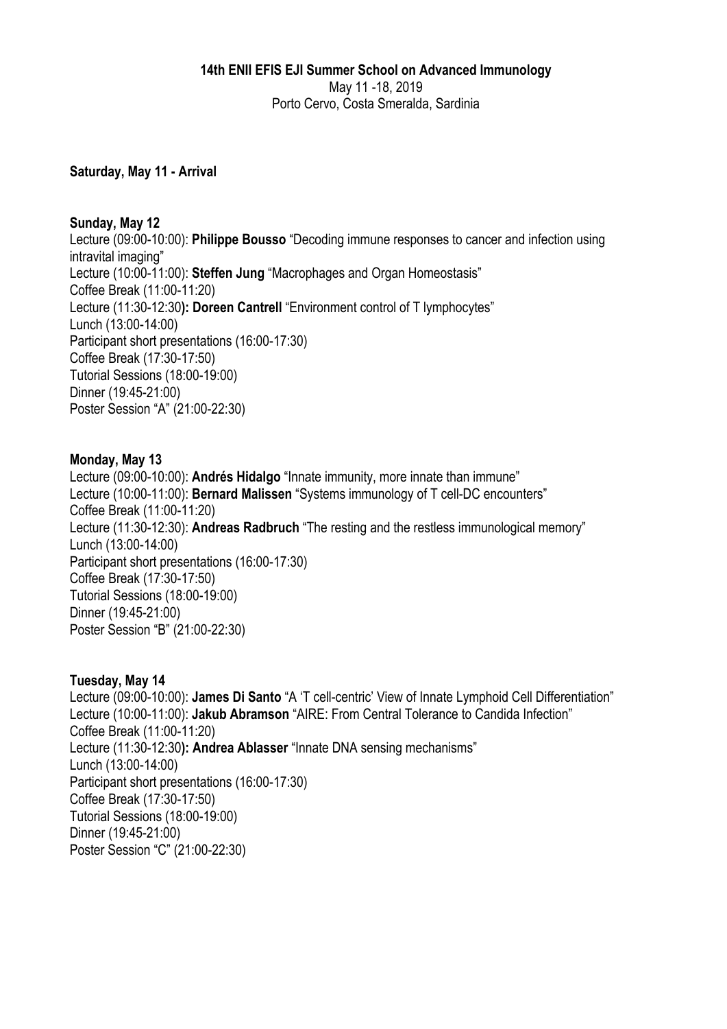**14th ENII EFIS EJI Summer School on Advanced Immunology**

May 11 -18, 2019

Porto Cervo, Costa Smeralda, Sardinia

**Saturday, May 11 - Arrival**

**Sunday, May 12**

Lecture (09:00-10:00): **Philippe Bousso** “Decoding immune responses to cancer and infection using intravital imaging”
Lecture (10:00-11:00): **Steffen Jung** “Macrophages and Organ Homeostasis”
Coffee Break (11:00-11:20)
Lecture (11:30-12:30**): Doreen Cantrell** “Environment control of T lymphocytes”
Lunch (13:00-14:00)
Participant short presentations (16:00-17:30)
Coffee Break (17:30-17:50)
Tutorial Sessions (18:00-19:00)
Dinner (19:45-21:00)
Poster Session “A” (21:00-22:30)

**Monday, May 13**

Lecture (09:00-10:00): **Andrés Hidalgo** “Innate immunity, more innate than immune”
Lecture (10:00-11:00): **Bernard Malissen** “Systems immunology of T cell-DC encounters”
Coffee Break (11:00-11:20)
Lecture (11:30-12:30): **Andreas Radbruch** “The resting and the restless immunological memory”
Lunch (13:00-14:00)
Participant short presentations (16:00-17:30)
Coffee Break (17:30-17:50)
Tutorial Sessions (18:00-19:00)
Dinner (19:45-21:00)
Poster Session “B” (21:00-22:30)

**Tuesday, May 14**

Lecture (09:00-10:00): **James Di Santo** “A ‘T cell-centric’ View of Innate Lymphoid Cell Differentiation”
Lecture (10:00-11:00): **Jakub Abramson** “AIRE: From Central Tolerance to Candida Infection”
Coffee Break (11:00-11:20)
Lecture (11:30-12:30**): Andrea Ablasser** “Innate DNA sensing mechanisms”
Lunch (13:00-14:00)
Participant short presentations (16:00-17:30)
Coffee Break (17:30-17:50)
Tutorial Sessions (18:00-19:00)
Dinner (19:45-21:00)
Poster Session “C” (21:00-22:30)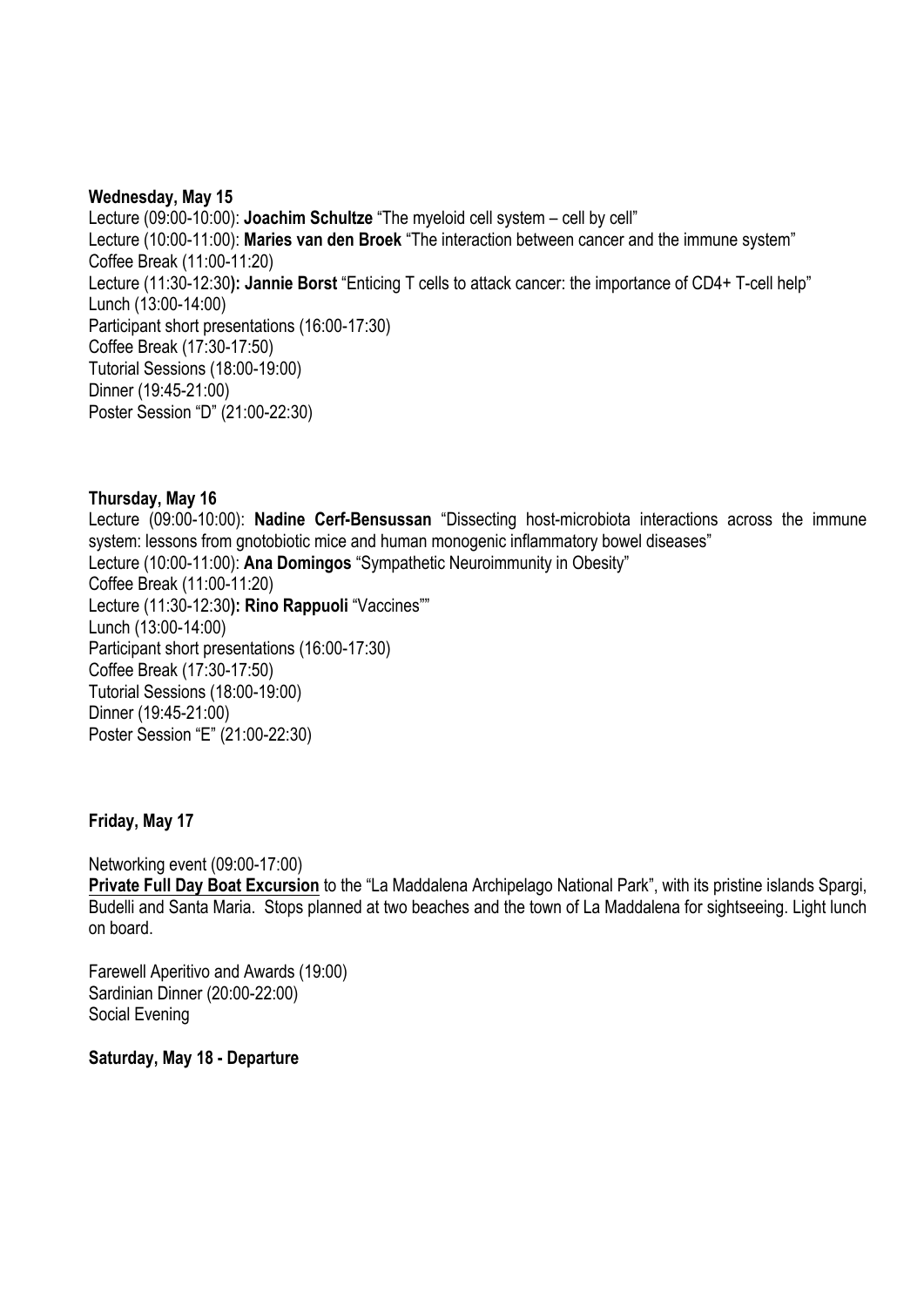**Wednesday, May 15**

Lecture (09:00-10:00): **Joachim Schultze** "The myeloid cell system – cell by cell"
Lecture (10:00-11:00): **Maries van den Broek** "The interaction between cancer and the immune system"
Coffee Break (11:00-11:20)
Lecture (11:30-12:30**): Jannie Borst** "Enticing T cells to attack cancer: the importance of CD4+ T-cell help"
Lunch (13:00-14:00)
Participant short presentations (16:00-17:30)
Coffee Break (17:30-17:50)
Tutorial Sessions (18:00-19:00)
Dinner (19:45-21:00)
Poster Session "D" (21:00-22:30)

**Thursday, May 16**

Lecture (09:00-10:00): **Nadine Cerf-Bensussan** "Dissecting host-microbiota interactions across the immune system: lessons from gnotobiotic mice and human monogenic inflammatory bowel diseases"
Lecture (10:00-11:00): **Ana Domingos** "Sympathetic Neuroimmunity in Obesity"
Coffee Break (11:00-11:20)
Lecture (11:30-12:30**): Rino Rappuoli** "Vaccines""
Lunch (13:00-14:00)
Participant short presentations (16:00-17:30)
Coffee Break (17:30-17:50)
Tutorial Sessions (18:00-19:00)
Dinner (19:45-21:00)
Poster Session "E" (21:00-22:30)

**Friday, May 17**

Networking event (09:00-17:00)
**Private Full Day Boat Excursion** to the "La Maddalena Archipelago National Park", with its pristine islands Spargi, Budelli and Santa Maria. Stops planned at two beaches and the town of La Maddalena for sightseeing. Light lunch on board.

Farewell Aperitivo and Awards (19:00)
Sardinian Dinner (20:00-22:00)
Social Evening

**Saturday, May 18 - Departure**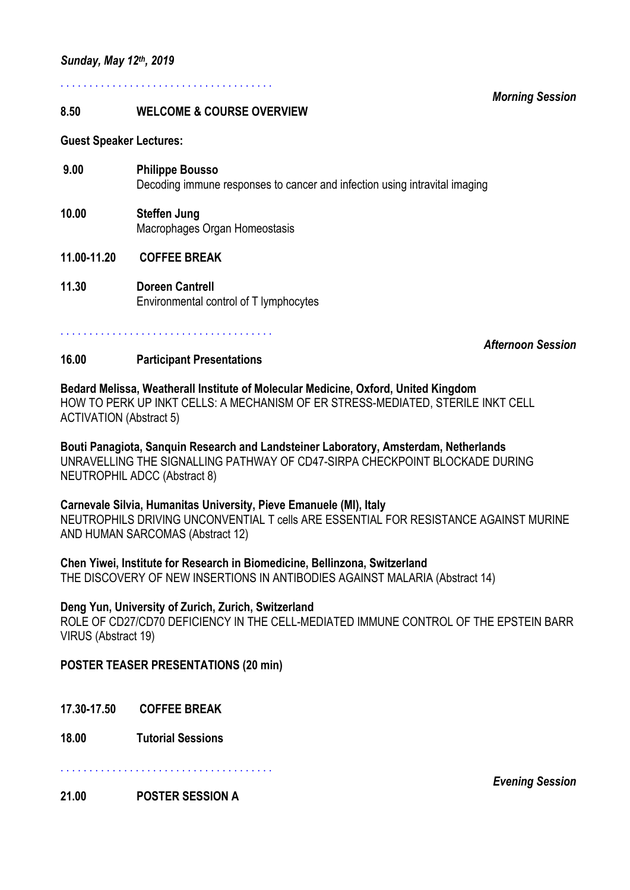***Sunday, May 12th, 2019***

. . . . . . . . . . . . . . . . . . . . . . . . . . . . . . . . . . . .

***Morning Session***

**8.50 WELCOME & COURSE OVERVIEW**

**Guest Speaker Lectures:**

**9.00 Philippe Bousso**
Decoding immune responses to cancer and infection using intravital imaging

**10.00 Steffen Jung**
Macrophages Organ Homeostasis

**11.00-11.20 COFFEE BREAK**

**11.30 Doreen Cantrell**
Environmental control of T lymphocytes

. . . . . . . . . . . . . . . . . . . . . . . . . . . . . . . . . . . .

***Afternoon Session***

**16.00 Participant Presentations**

**Bedard Melissa, Weatherall Institute of Molecular Medicine, Oxford, United Kingdom**
HOW TO PERK UP INKT CELLS: A MECHANISM OF ER STRESS-MEDIATED, STERILE INKT CELL ACTIVATION (Abstract 5)

**Bouti Panagiota, Sanquin Research and Landsteiner Laboratory, Amsterdam, Netherlands**
UNRAVELLING THE SIGNALLING PATHWAY OF CD47-SIRPA CHECKPOINT BLOCKADE DURING NEUTROPHIL ADCC (Abstract 8)

**Carnevale Silvia, Humanitas University, Pieve Emanuele (MI), Italy**
NEUTROPHILS DRIVING UNCONVENTIONAL T cells ARE ESSENTIAL FOR RESISTANCE AGAINST MURINE AND HUMAN SARCOMAS (Abstract 12)

**Chen Yiwei, Institute for Research in Biomedicine, Bellinzona, Switzerland**
THE DISCOVERY OF NEW INSERTIONS IN ANTIBODIES AGAINST MALARIA (Abstract 14)

**Deng Yun, University of Zurich, Zurich, Switzerland**
ROLE OF CD27/CD70 DEFICIENCY IN THE CELL-MEDIATED IMMUNE CONTROL OF THE EPSTEIN BARR VIRUS (Abstract 19)

**POSTER TEASER PRESENTATIONS (20 min)**

**17.30-17.50 COFFEE BREAK**

**18.00 Tutorial Sessions**

. . . . . . . . . . . . . . . . . . . . . . . . . . . . . . . . . . . .

***Evening Session***

**21.00 POSTER SESSION A**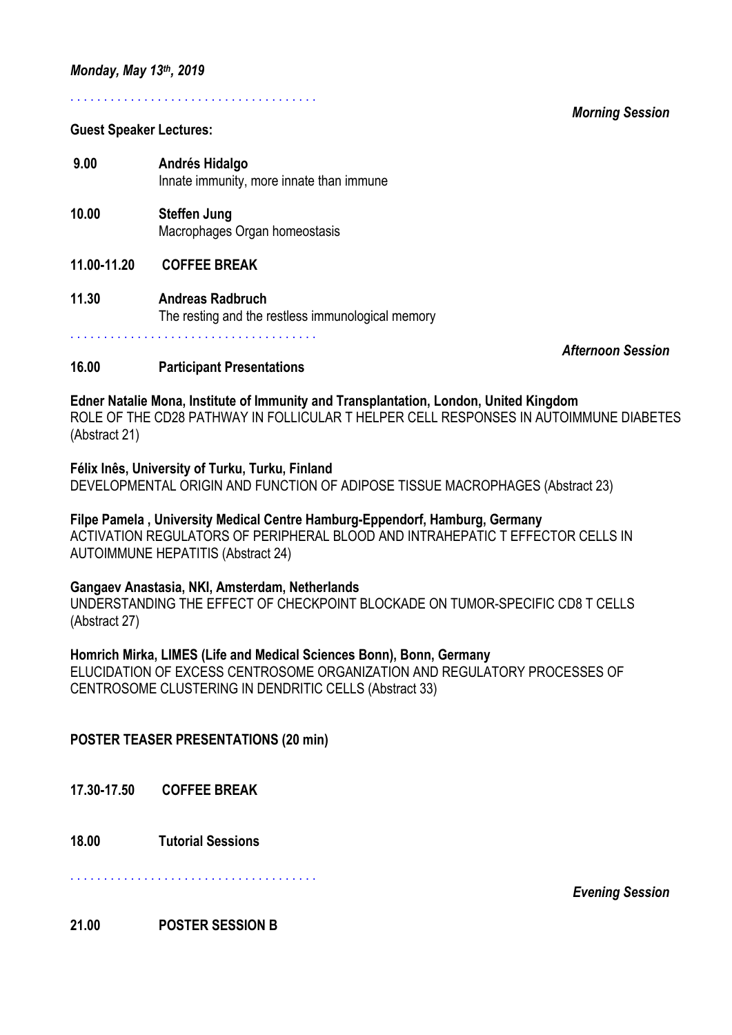***Monday, May 13th, 2019***

. . . . . . . . . . . . . . . . . . . . . . . . . . . . . . . . . . . . .

***Morning Session***

**Guest Speaker Lectures:**

**9.00** **Andrés Hidalgo**
Innate immunity, more innate than immune

**10.00** **Steffen Jung**
Macrophages Organ homeostasis

**11.00-11.20** **COFFEE BREAK**

**11.30** **Andreas Radbruch**
The resting and the restless immunological memory

. . . . . . . . . . . . . . . . . . . . . . . . . . . . . . . . . . . . .

***Afternoon Session***

**16.00** **Participant Presentations**

**Edner Natalie Mona, Institute of Immunity and Transplantation, London, United Kingdom**
ROLE OF THE CD28 PATHWAY IN FOLLICULAR T HELPER CELL RESPONSES IN AUTOIMMUNE DIABETES (Abstract 21)

**Félix Inês, University of Turku, Turku, Finland**
DEVELOPMENTAL ORIGIN AND FUNCTION OF ADIPOSE TISSUE MACROPHAGES (Abstract 23)

**Filpe Pamela , University Medical Centre Hamburg-Eppendorf, Hamburg, Germany**
ACTIVATION REGULATORS OF PERIPHERAL BLOOD AND INTRAHEPATIC T EFFECTOR CELLS IN AUTOIMMUNE HEPATITIS (Abstract 24)

**Gangaev Anastasia, NKI, Amsterdam, Netherlands**
UNDERSTANDING THE EFFECT OF CHECKPOINT BLOCKADE ON TUMOR-SPECIFIC CD8 T CELLS (Abstract 27)

**Homrich Mirka, LIMES (Life and Medical Sciences Bonn), Bonn, Germany**
ELUCIDATION OF EXCESS CENTROSOME ORGANIZATION AND REGULATORY PROCESSES OF CENTROSOME CLUSTERING IN DENDRITIC CELLS (Abstract 33)

**POSTER TEASER PRESENTATIONS (20 min)**

**17.30-17.50** **COFFEE BREAK**

**18.00** **Tutorial Sessions**

. . . . . . . . . . . . . . . . . . . . . . . . . . . . . . . . . . . . .

***Evening Session***

**21.00** **POSTER SESSION B**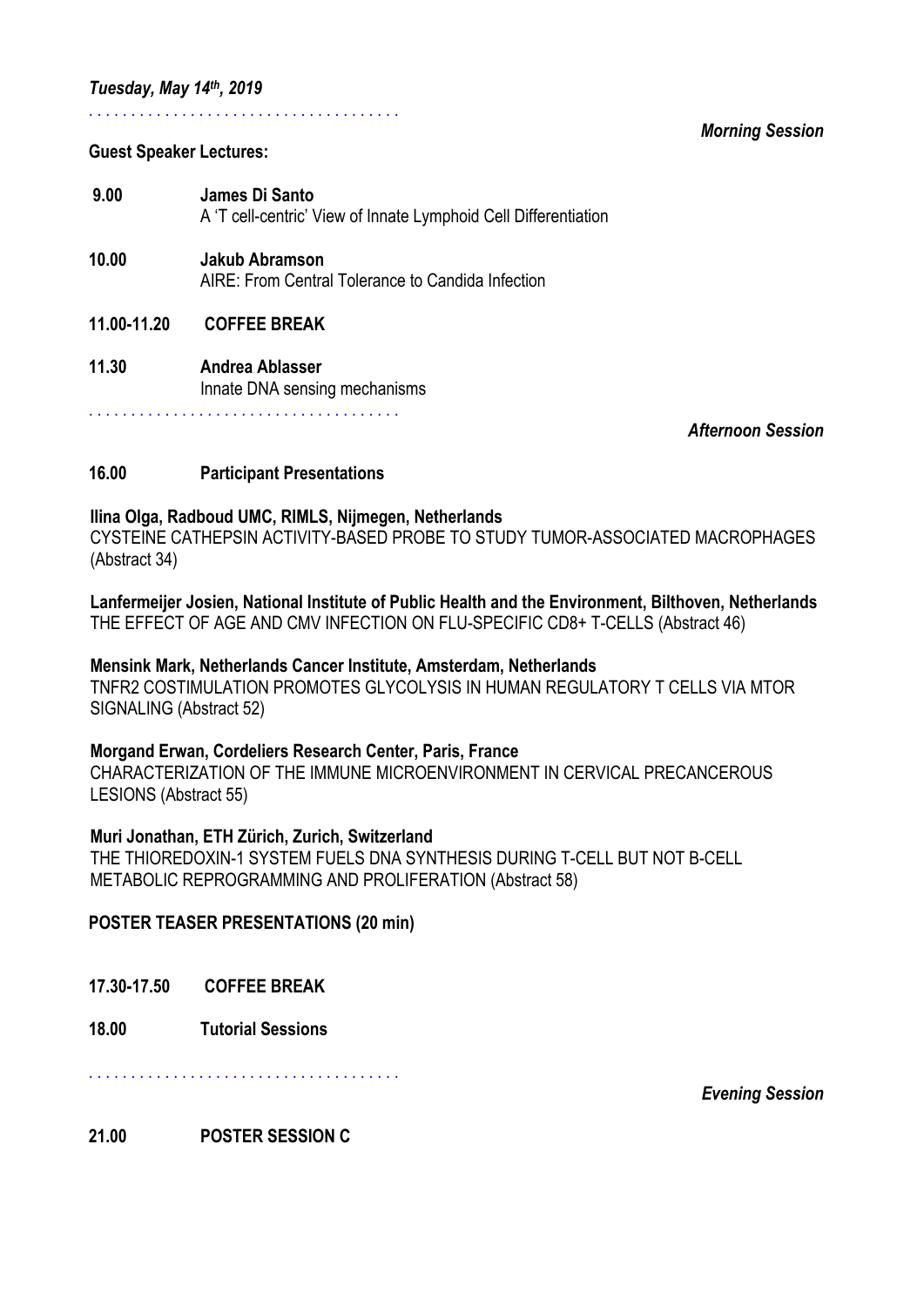### *Tuesday, May 14th, 2019*

*Morning Session*

**Guest Speaker Lectures:**

**9.00** **James Di Santo**
A 'T cell-centric' View of Innate Lymphoid Cell Differentiation

**10.00** **Jakub Abramson**
AIRE: From Central Tolerance to Candida Infection

**11.00-11.20** **COFFEE BREAK**

**11.30** **Andrea Ablasser**
Innate DNA sensing mechanisms

*Afternoon Session*

**16.00** **Participant Presentations**

**Ilina Olga, Radboud UMC, RIMLS, Nijmegen, Netherlands**
CYSTEINE CATHEPSIN ACTIVITY-BASED PROBE TO STUDY TUMOR-ASSOCIATED MACROPHAGES (Abstract 34)

**Lanfermeijer Josien, National Institute of Public Health and the Environment, Bilthoven, Netherlands**
THE EFFECT OF AGE AND CMV INFECTION ON FLU-SPECIFIC CD8+ T-CELLS (Abstract 46)

**Mensink Mark, Netherlands Cancer Institute, Amsterdam, Netherlands**
TNFR2 COSTIMULATION PROMOTES GLYCOLYSIS IN HUMAN REGULATORY T CELLS VIA MTOR SIGNALING (Abstract 52)

**Morgand Erwan, Cordeliers Research Center, Paris, France**
CHARACTERIZATION OF THE IMMUNE MICROENVIRONMENT IN CERVICAL PRECANCEROUS LESIONS (Abstract 55)

**Muri Jonathan, ETH Zürich, Zurich, Switzerland**
THE THIOREDOXIN-1 SYSTEM FUELS DNA SYNTHESIS DURING T-CELL BUT NOT B-CELL METABOLIC REPROGRAMMING AND PROLIFERATION (Abstract 58)

**POSTER TEASER PRESENTATIONS (20 min)**

**17.30-17.50** **COFFEE BREAK**

**18.00** **Tutorial Sessions**

*Evening Session*

**21.00** **POSTER SESSION C**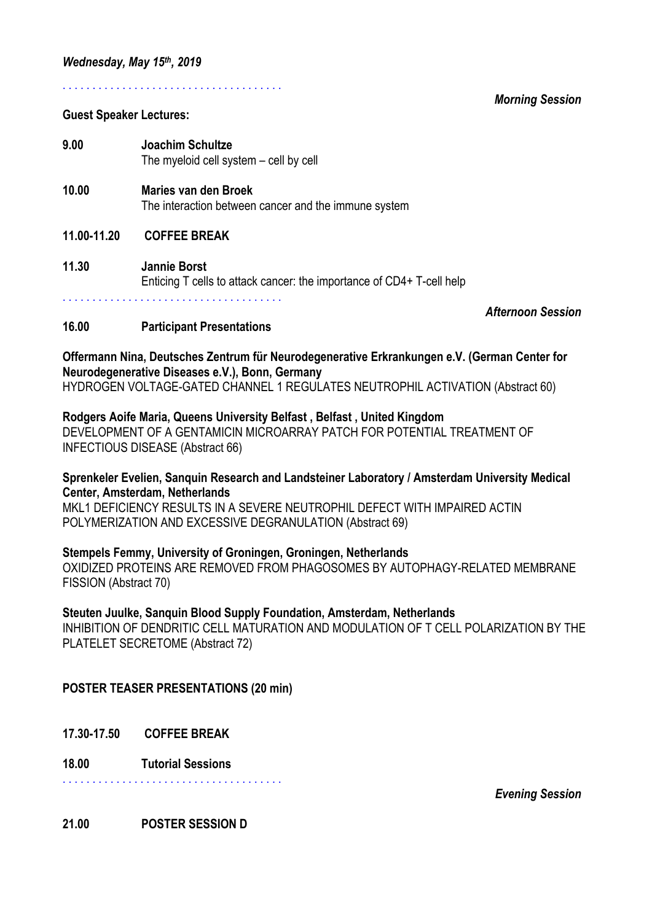***Wednesday, May 15th, 2019***

*Morning Session*

**Guest Speaker Lectures:**

**9.00** **Joachim Schultze**
The myeloid cell system – cell by cell

**10.00** **Maries van den Broek**
The interaction between cancer and the immune system

**11.00-11.20** **COFFEE BREAK**

**11.30** **Jannie Borst**
Enticing T cells to attack cancer: the importance of CD4+ T-cell help

*Afternoon Session*

**16.00** **Participant Presentations**

**Offermann Nina, Deutsches Zentrum für Neurodegenerative Erkrankungen e.V. (German Center for Neurodegenerative Diseases e.V.), Bonn, Germany**
HYDROGEN VOLTAGE-GATED CHANNEL 1 REGULATES NEUTROPHIL ACTIVATION (Abstract 60)

**Rodgers Aoife Maria, Queens University Belfast , Belfast , United Kingdom**
DEVELOPMENT OF A GENTAMICIN MICROARRAY PATCH FOR POTENTIAL TREATMENT OF INFECTIOUS DISEASE (Abstract 66)

**Sprenkeler Evelien, Sanquin Research and Landsteiner Laboratory / Amsterdam University Medical Center, Amsterdam, Netherlands**
MKL1 DEFICIENCY RESULTS IN A SEVERE NEUTROPHIL DEFECT WITH IMPAIRED ACTIN POLYMERIZATION AND EXCESSIVE DEGRANULATION (Abstract 69)

**Stempels Femmy, University of Groningen, Groningen, Netherlands**
OXIDIZED PROTEINS ARE REMOVED FROM PHAGOSOMES BY AUTOPHAGY-RELATED MEMBRANE FISSION (Abstract 70)

**Steuten Juulke, Sanquin Blood Supply Foundation, Amsterdam, Netherlands**
INHIBITION OF DENDRITIC CELL MATURATION AND MODULATION OF T CELL POLARIZATION BY THE PLATELET SECRETOME (Abstract 72)

**POSTER TEASER PRESENTATIONS (20 min)**

**17.30-17.50** **COFFEE BREAK**

**18.00** **Tutorial Sessions**

*Evening Session*

**21.00** **POSTER SESSION D**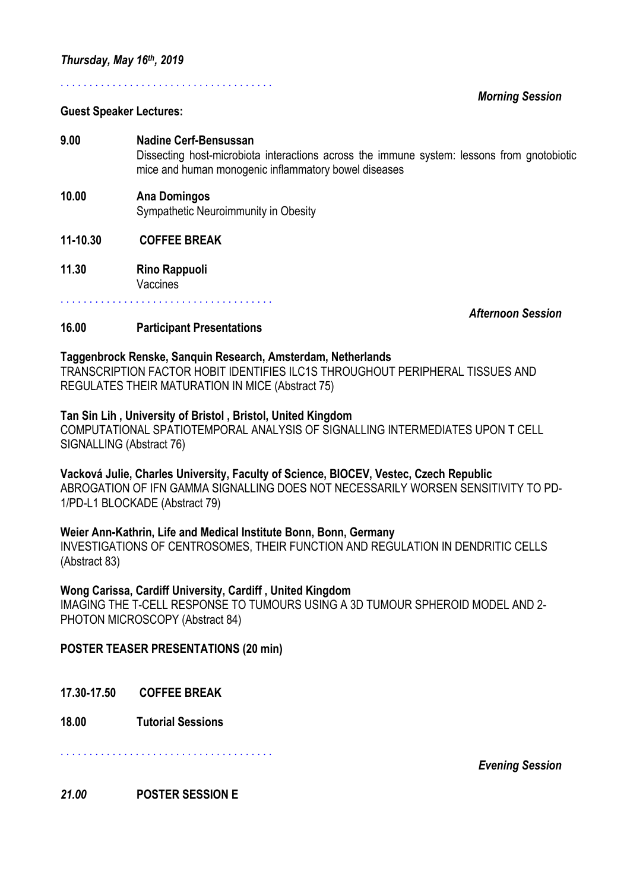***Thursday, May 16th, 2019***

. . . . . . . . . . . . . . . . . . . . . . . . . . . . . . . . . . . . .

***Morning Session***

**Guest Speaker Lectures:**

**9.00** **Nadine Cerf-Bensussan**
Dissecting host-microbiota interactions across the immune system: lessons from gnotobiotic mice and human monogenic inflammatory bowel diseases

**10.00** **Ana Domingos**
Sympathetic Neuroimmunity in Obesity

**11-10.30** **COFFEE BREAK**

**11.30** **Rino Rappuoli**
Vaccines

. . . . . . . . . . . . . . . . . . . . . . . . . . . . . . . . . . . . .

***Afternoon Session***

**16.00** **Participant Presentations**

**Taggenbrock Renske, Sanquin Research, Amsterdam, Netherlands**
TRANSCRIPTION FACTOR HOBIT IDENTIFIES ILC1S THROUGHOUT PERIPHERAL TISSUES AND REGULATES THEIR MATURATION IN MICE (Abstract 75)

**Tan Sin Lih , University of Bristol , Bristol, United Kingdom**
COMPUTATIONAL SPATIOTEMPORAL ANALYSIS OF SIGNALLING INTERMEDIATES UPON T CELL SIGNALLING (Abstract 76)

**Vacková Julie, Charles University, Faculty of Science, BIOCEV, Vestec, Czech Republic**
ABROGATION OF IFN GAMMA SIGNALLING DOES NOT NECESSARILY WORSEN SENSITIVITY TO PD-1/PD-L1 BLOCKADE (Abstract 79)

**Weier Ann-Kathrin, Life and Medical Institute Bonn, Bonn, Germany**
INVESTIGATIONS OF CENTROSOMES, THEIR FUNCTION AND REGULATION IN DENDRITIC CELLS (Abstract 83)

**Wong Carissa, Cardiff University, Cardiff , United Kingdom**
IMAGING THE T-CELL RESPONSE TO TUMOURS USING A 3D TUMOUR SPHEROID MODEL AND 2-PHOTON MICROSCOPY (Abstract 84)

**POSTER TEASER PRESENTATIONS (20 min)**

**17.30-17.50** **COFFEE BREAK**

**18.00** **Tutorial Sessions**

. . . . . . . . . . . . . . . . . . . . . . . . . . . . . . . . . . . . .

***Evening Session***

***21.00*** **POSTER SESSION E**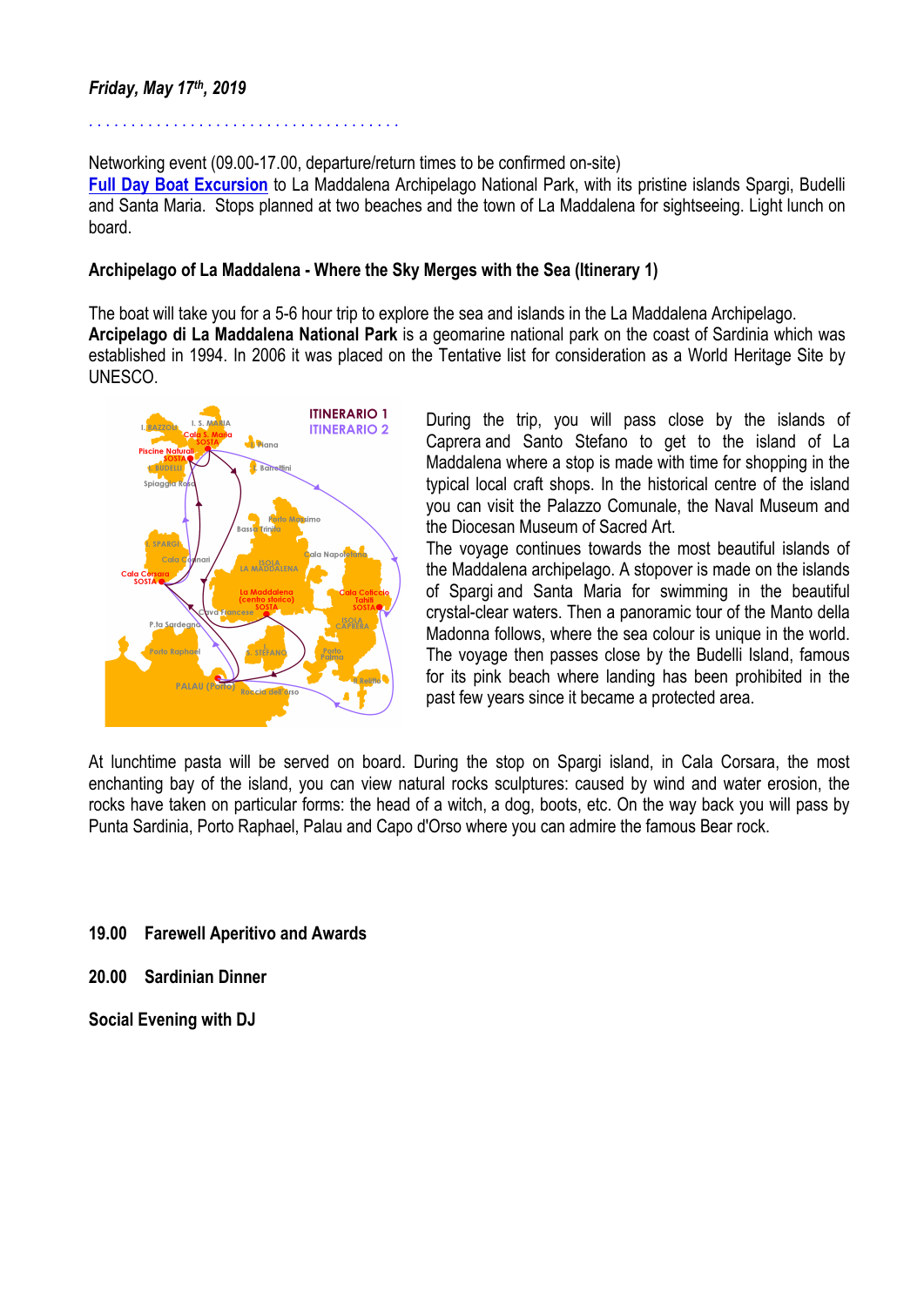*Friday, May 17th, 2019*

. . . . . . . . . . . . . . . . . . . . . . . . . . . . . . . . . . . . .

Networking event (09.00-17.00, departure/return times to be confirmed on-site)
**Full Day Boat Excursion** to La Maddalena Archipelago National Park, with its pristine islands Spargi, Budelli and Santa Maria. Stops planned at two beaches and the town of La Maddalena for sightseeing. Light lunch on board.

**Archipelago of La Maddalena - Where the Sky Merges with the Sea (Itinerary 1)**

The boat will take you for a 5-6 hour trip to explore the sea and islands in the La Maddalena Archipelago. **Arcipelago di La Maddalena National Park** is a geomarine national park on the coast of Sardinia which was established in 1994. In 2006 it was placed on the Tentative list for consideration as a World Heritage Site by UNESCO.

ITINERARIO 1
ITINERARIO 2
I. RAZZOLI
I. S. MARIA
Cala S. Maria
SOSTA
Piscine Naturali
SOSTA
I. BUDELLI
Spiaggia Rosa
I. Piana
I. Barrettini
Porto Massimo
Bassa Trinità
I. SPARGI
Cala Granari
Cala Corsara
SOSTA
Cala Napoletana
ISOLA LA MADDALENA
La Maddalena (centro storico)
SOSTA
Cala Coticcio
Tahiti
SOSTA
ISOLA CAPRERA
Cava Francese
P.ta Sardegna
Porto Raphael
S. STEFANO
Porto Palma
I. Rossa
PALAU (Porto)
Roccia dell'orso

During the trip, you will pass close by the islands of Caprera and Santo Stefano to get to the island of La Maddalena where a stop is made with time for shopping in the typical local craft shops. In the historical centre of the island you can visit the Palazzo Comunale, the Naval Museum and the Diocesan Museum of Sacred Art.
The voyage continues towards the most beautiful islands of the Maddalena archipelago. A stopover is made on the islands of Spargi and Santa Maria for swimming in the beautiful crystal-clear waters. Then a panoramic tour of the Manto della Madonna follows, where the sea colour is unique in the world. The voyage then passes close by the Budelli Island, famous for its pink beach where landing has been prohibited in the past few years since it became a protected area.

At lunchtime pasta will be served on board. During the stop on Spargi island, in Cala Corsara, the most enchanting bay of the island, you can view natural rocks sculptures: caused by wind and water erosion, the rocks have taken on particular forms: the head of a witch, a dog, boots, etc. On the way back you will pass by Punta Sardinia, Porto Raphael, Palau and Capo d'Orso where you can admire the famous Bear rock.

**19.00 Farewell Aperitivo and Awards**

**20.00 Sardinian Dinner**

**Social Evening with DJ**